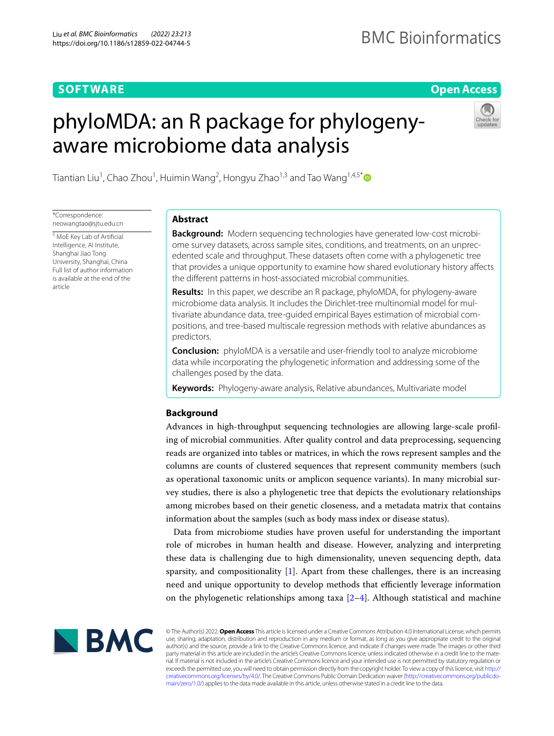SOFTWARE

Open Access

# phyloMDA: an R package for phylogeny-aware microbiome data analysis

Tiantian Liu[1], Chao Zhou[1], Huimin Wang[2], Hongyu Zhao[1,3] and Tao Wang[1,4,5*]

*Correspondence: neowangtao@sjtu.edu.cn

[5] MoE Key Lab of Artificial Intelligence, AI Institute, Shanghai Jiao Tong University, Shanghai, China

Full list of author information is available at the end of the article

## Abstract

**Background:** Modern sequencing technologies have generated low-cost microbiome survey datasets, across sample sites, conditions, and treatments, on an unprecedented scale and throughput. These datasets often come with a phylogenetic tree that provides a unique opportunity to examine how shared evolutionary history affects the different patterns in host-associated microbial communities.

**Results:** In this paper, we describe an R package, phyloMDA, for phylogeny-aware microbiome data analysis. It includes the Dirichlet-tree multinomial model for multivariate abundance data, tree-guided empirical Bayes estimation of microbial compositions, and tree-based multiscale regression methods with relative abundances as predictors.

**Conclusion:** phyloMDA is a versatile and user-friendly tool to analyze microbiome data while incorporating the phylogenetic information and addressing some of the challenges posed by the data.

**Keywords:** Phylogeny-aware analysis, Relative abundances, Multivariate model

## Background

Advances in high-throughput sequencing technologies are allowing large-scale profiling of microbial communities. After quality control and data preprocessing, sequencing reads are organized into tables or matrices, in which the rows represent samples and the columns are counts of clustered sequences that represent community members (such as operational taxonomic units or amplicon sequence variants). In many microbial survey studies, there is also a phylogenetic tree that depicts the evolutionary relationships among microbes based on their genetic closeness, and a metadata matrix that contains information about the samples (such as body mass index or disease status).

Data from microbiome studies have proven useful for understanding the important role of microbes in human health and disease. However, analyzing and interpreting these data is challenging due to high dimensionality, uneven sequencing depth, data sparsity, and compositionality [1]. Apart from these challenges, there is an increasing need and unique opportunity to develop methods that efficiently leverage information on the phylogenetic relationships among taxa [2–4]. Although statistical and machine

© The Author(s) 2022. **Open Access** This article is licensed under a Creative Commons Attribution 4.0 International License, which permits use, sharing, adaptation, distribution and reproduction in any medium or format, as long as you give appropriate credit to the original author(s) and the source, provide a link to the Creative Commons licence, and indicate if changes were made. The images or other third party material in this article are included in the article's Creative Commons licence, unless indicated otherwise in a credit line to the material. If material is not included in the article's Creative Commons licence and your intended use is not permitted by statutory regulation or exceeds the permitted use, you will need to obtain permission directly from the copyright holder. To view a copy of this licence, visit http://creativecommons.org/licenses/by/4.0/. The Creative Commons Public Domain Dedication waiver (http://creativecommons.org/publicdomain/zero/1.0/) applies to the data made available in this article, unless otherwise stated in a credit line to the data.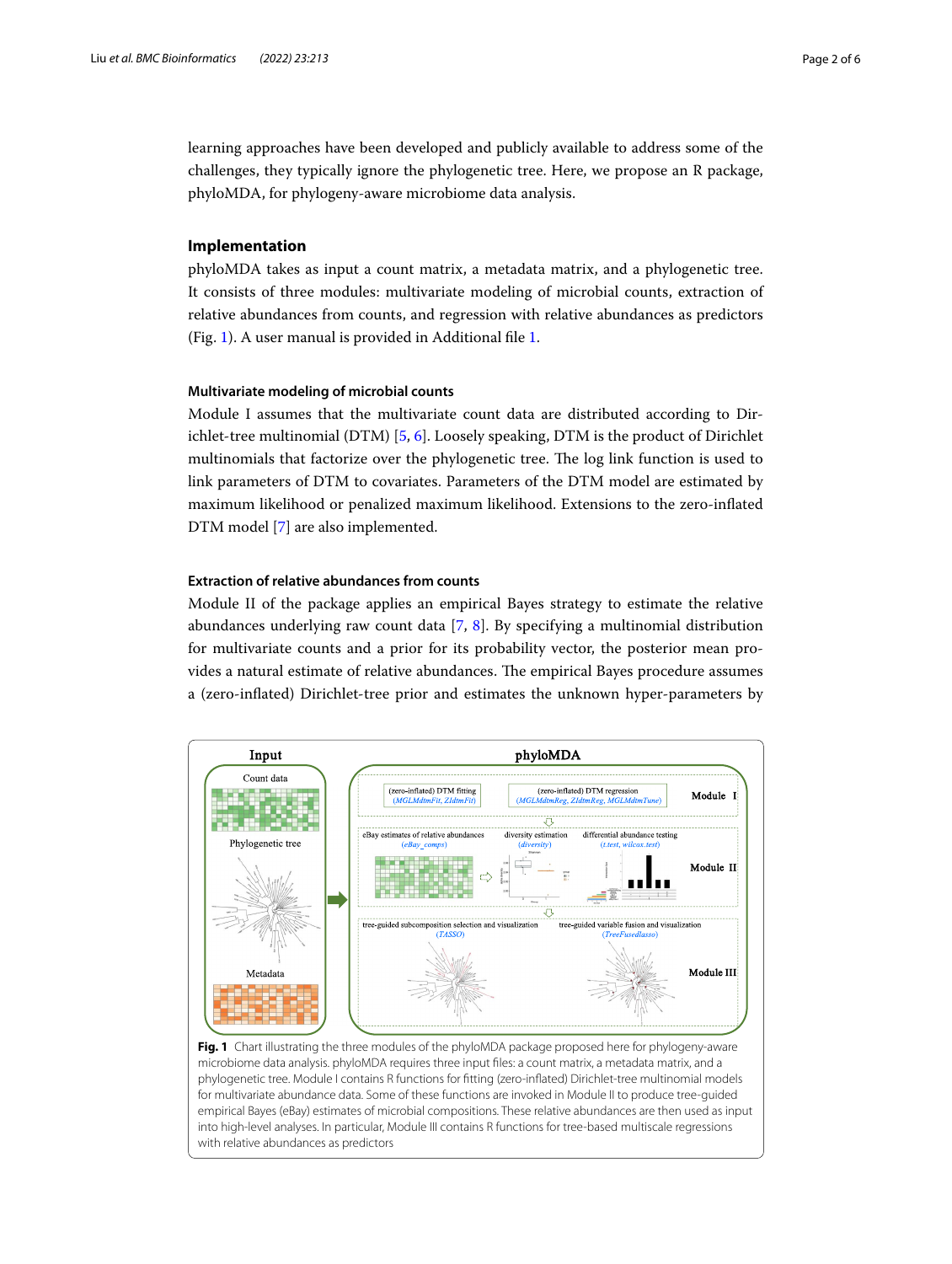learning approaches have been developed and publicly available to address some of the challenges, they typically ignore the phylogenetic tree. Here, we propose an R package, phyloMDA, for phylogeny-aware microbiome data analysis.

## Implementation

phyloMDA takes as input a count matrix, a metadata matrix, and a phylogenetic tree. It consists of three modules: multivariate modeling of microbial counts, extraction of relative abundances from counts, and regression with relative abundances as predictors (Fig. 1). A user manual is provided in Additional file 1.

### Multivariate modeling of microbial counts

Module I assumes that the multivariate count data are distributed according to Dirichlet-tree multinomial (DTM) [5, 6]. Loosely speaking, DTM is the product of Dirichlet multinomials that factorize over the phylogenetic tree. The log link function is used to link parameters of DTM to covariates. Parameters of the DTM model are estimated by maximum likelihood or penalized maximum likelihood. Extensions to the zero-inflated DTM model [7] are also implemented.

### Extraction of relative abundances from counts

Module II of the package applies an empirical Bayes strategy to estimate the relative abundances underlying raw count data [7, 8]. By specifying a multinomial distribution for multivariate counts and a prior for its probability vector, the posterior mean provides a natural estimate of relative abundances. The empirical Bayes procedure assumes a (zero-inflated) Dirichlet-tree prior and estimates the unknown hyper-parameters by

**Fig. 1** Chart illustrating the three modules of the phyloMDA package proposed here for phylogeny-aware microbiome data analysis. phyloMDA requires three input files: a count matrix, a metadata matrix, and a phylogenetic tree. Module I contains R functions for fitting (zero-inflated) Dirichlet-tree multinomial models for multivariate abundance data. Some of these functions are invoked in Module II to produce tree-guided empirical Bayes (eBay) estimates of microbial compositions. These relative abundances are then used as input into high-level analyses. In particular, Module III contains R functions for tree-based multiscale regressions with relative abundances as predictors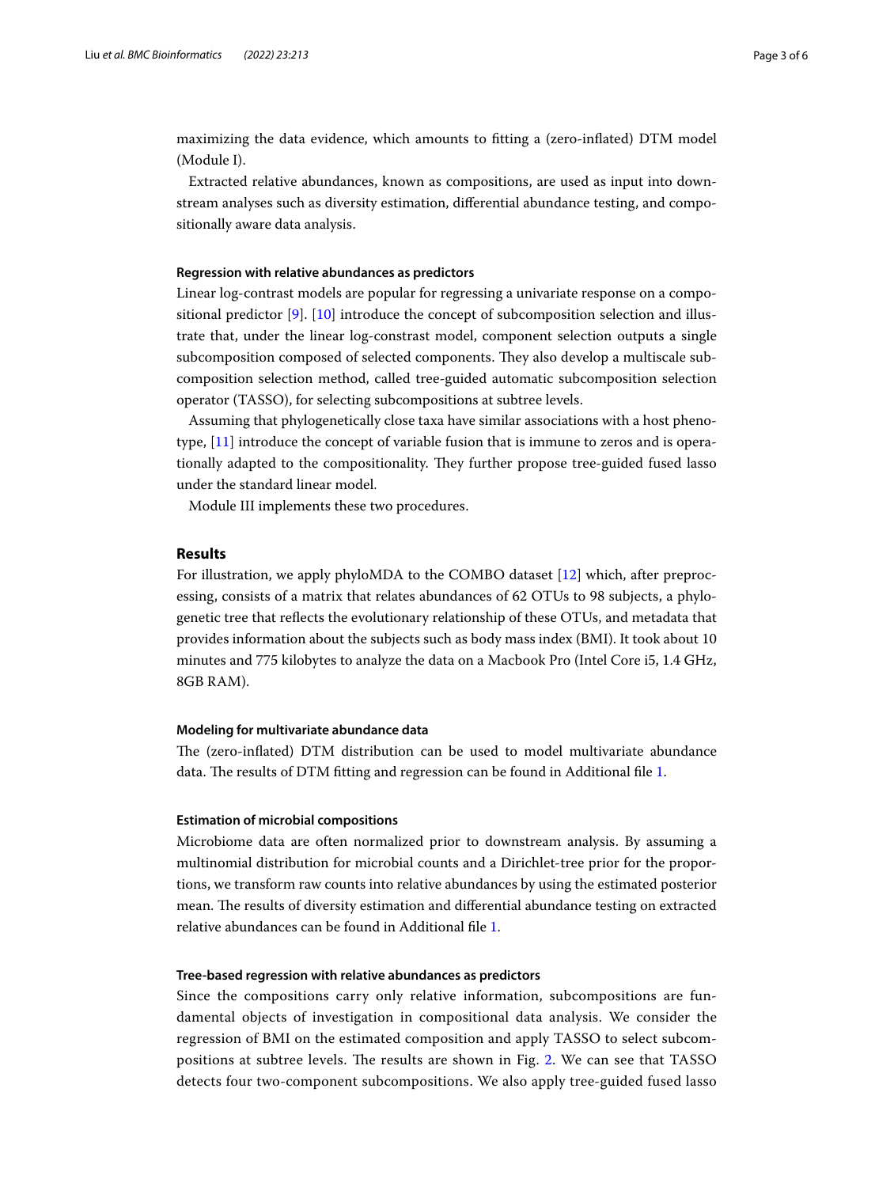maximizing the data evidence, which amounts to fitting a (zero-inflated) DTM model (Module I).

Extracted relative abundances, known as compositions, are used as input into downstream analyses such as diversity estimation, differential abundance testing, and compositionally aware data analysis.

### Regression with relative abundances as predictors

Linear log-contrast models are popular for regressing a univariate response on a compositional predictor [9]. [10] introduce the concept of subcomposition selection and illustrate that, under the linear log-constrast model, component selection outputs a single subcomposition composed of selected components. They also develop a multiscale subcomposition selection method, called tree-guided automatic subcomposition selection operator (TASSO), for selecting subcompositions at subtree levels.

Assuming that phylogenetically close taxa have similar associations with a host phenotype, [11] introduce the concept of variable fusion that is immune to zeros and is operationally adapted to the compositionality. They further propose tree-guided fused lasso under the standard linear model.

Module III implements these two procedures.

## Results

For illustration, we apply phyloMDA to the COMBO dataset [12] which, after preprocessing, consists of a matrix that relates abundances of 62 OTUs to 98 subjects, a phylogenetic tree that reflects the evolutionary relationship of these OTUs, and metadata that provides information about the subjects such as body mass index (BMI). It took about 10 minutes and 775 kilobytes to analyze the data on a Macbook Pro (Intel Core i5, 1.4 GHz, 8GB RAM).

### Modeling for multivariate abundance data

The (zero-inflated) DTM distribution can be used to model multivariate abundance data. The results of DTM fitting and regression can be found in Additional file 1.

### Estimation of microbial compositions

Microbiome data are often normalized prior to downstream analysis. By assuming a multinomial distribution for microbial counts and a Dirichlet-tree prior for the proportions, we transform raw counts into relative abundances by using the estimated posterior mean. The results of diversity estimation and differential abundance testing on extracted relative abundances can be found in Additional file 1.

### Tree-based regression with relative abundances as predictors

Since the compositions carry only relative information, subcompositions are fundamental objects of investigation in compositional data analysis. We consider the regression of BMI on the estimated composition and apply TASSO to select subcompositions at subtree levels. The results are shown in Fig. 2. We can see that TASSO detects four two-component subcompositions. We also apply tree-guided fused lasso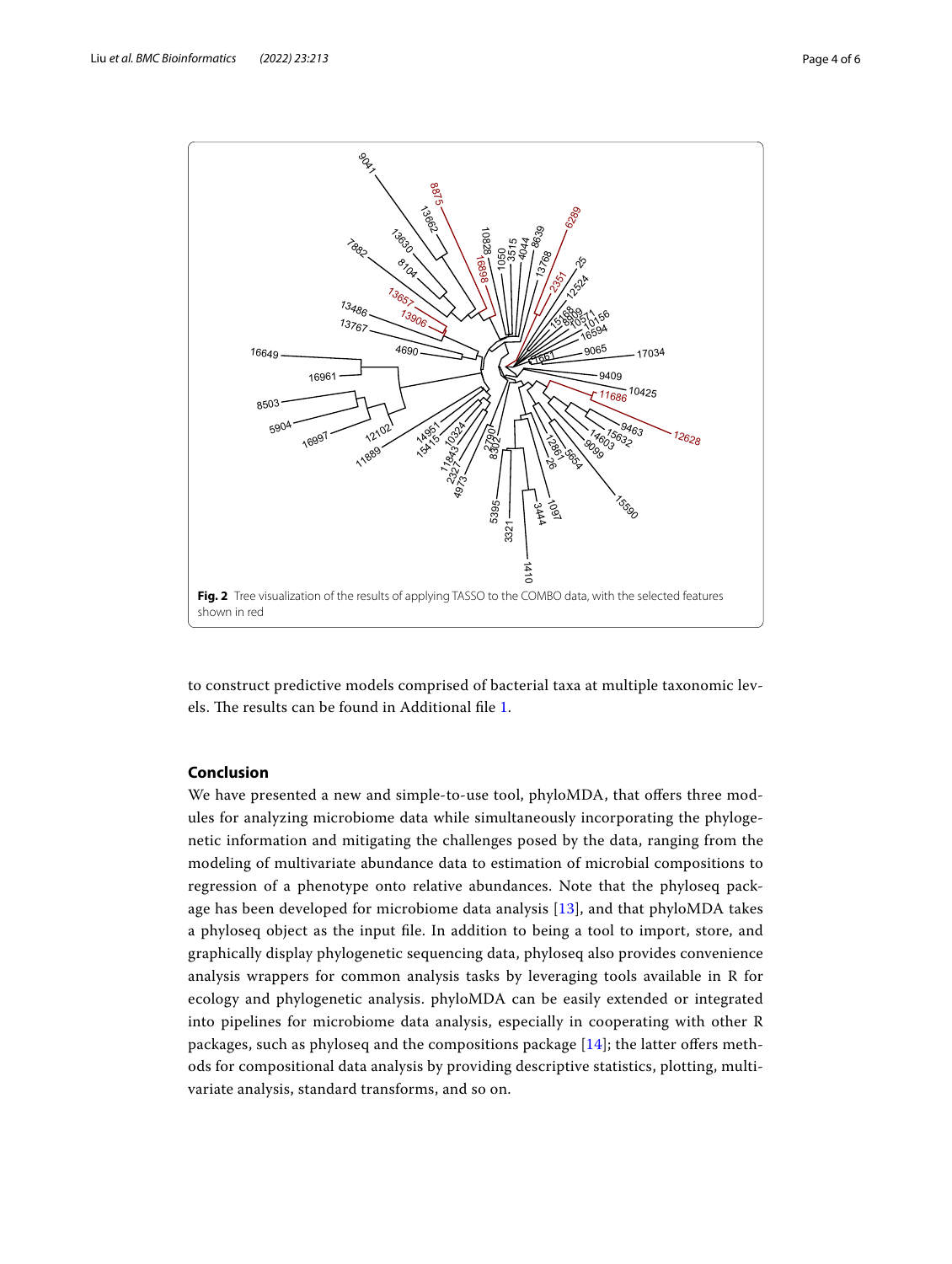**Fig. 2** Tree visualization of the results of applying TASSO to the COMBO data, with the selected features shown in red

to construct predictive models comprised of bacterial taxa at multiple taxonomic levels. The results can be found in Additional file 1.

## Conclusion

We have presented a new and simple-to-use tool, phyloMDA, that offers three modules for analyzing microbiome data while simultaneously incorporating the phylogenetic information and mitigating the challenges posed by the data, ranging from the modeling of multivariate abundance data to estimation of microbial compositions to regression of a phenotype onto relative abundances. Note that the phyloseq package has been developed for microbiome data analysis [13], and that phyloMDA takes a phyloseq object as the input file. In addition to being a tool to import, store, and graphically display phylogenetic sequencing data, phyloseq also provides convenience analysis wrappers for common analysis tasks by leveraging tools available in R for ecology and phylogenetic analysis. phyloMDA can be easily extended or integrated into pipelines for microbiome data analysis, especially in cooperating with other R packages, such as phyloseq and the compositions package [14]; the latter offers methods for compositional data analysis by providing descriptive statistics, plotting, multivariate analysis, standard transforms, and so on.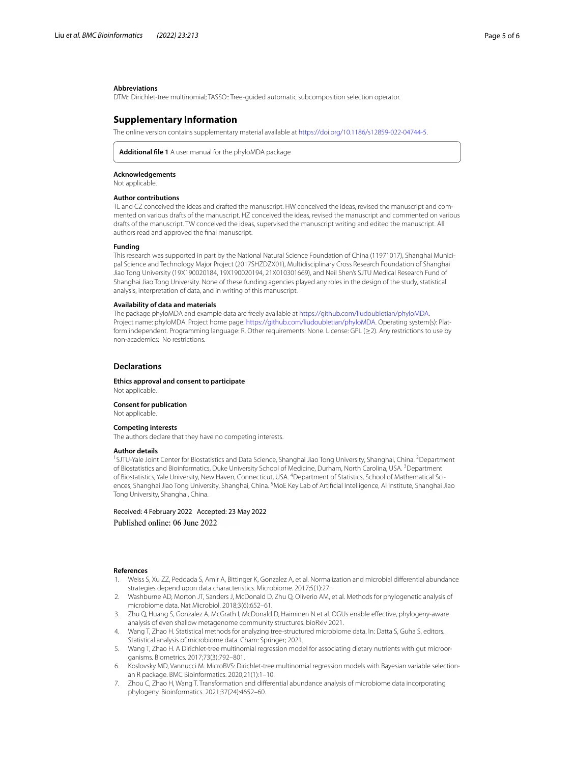### Abbreviations

DTM:: Dirichlet-tree multinomial; TASSO:: Tree-guided automatic subcomposition selection operator.

## Supplementary Information

The online version contains supplementary material available at https://doi.org/10.1186/s12859-022-04744-5.

**Additional file 1** A user manual for the phyloMDA package

### Acknowledgements

Not applicable.

### Author contributions

TL and CZ conceived the ideas and drafted the manuscript. HW conceived the ideas, revised the manuscript and commented on various drafts of the manuscript. HZ conceived the ideas, revised the manuscript and commented on various drafts of the manuscript. TW conceived the ideas, supervised the manuscript writing and edited the manuscript. All authors read and approved the final manuscript.

### Funding

This research was supported in part by the National Natural Science Foundation of China (11971017), Shanghai Municipal Science and Technology Major Project (2017SHZDZX01), Multidisciplinary Cross Research Foundation of Shanghai Jiao Tong University (19X190020184, 19X190020194, 21X010301669), and Neil Shen's SJTU Medical Research Fund of Shanghai Jiao Tong University. None of these funding agencies played any roles in the design of the study, statistical analysis, interpretation of data, and in writing of this manuscript.

### Availability of data and materials

The package phyloMDA and example data are freely available at https://github.com/liudoubletian/phyloMDA. Project name: phyloMDA. Project home page: https://github.com/liudoubletian/phyloMDA. Operating system(s): Platform independent. Programming language: R. Other requirements: None. License: GPL (≥2). Any restrictions to use by non-academics: No restrictions.

## Declarations

### Ethics approval and consent to participate

Not applicable.

### Consent for publication

Not applicable.

### Competing interests

The authors declare that they have no competing interests.

### Author details

[1]SJTU-Yale Joint Center for Biostatistics and Data Science, Shanghai Jiao Tong University, Shanghai, China. [2]Department of Biostatistics and Bioinformatics, Duke University School of Medicine, Durham, North Carolina, USA. [3]Department of Biostatistics, Yale University, New Haven, Connecticut, USA. [4]Department of Statistics, School of Mathematical Sciences, Shanghai Jiao Tong University, Shanghai, China. [5]MoE Key Lab of Artificial Intelligence, AI Institute, Shanghai Jiao Tong University, Shanghai, China.

Received: 4 February 2022 Accepted: 23 May 2022
Published online: 06 June 2022

### References

1. Weiss S, Xu ZZ, Peddada S, Amir A, Bittinger K, Gonzalez A, et al. Normalization and microbial differential abundance strategies depend upon data characteristics. Microbiome. 2017;5(1):27.
2. Washburne AD, Morton JT, Sanders J, McDonald D, Zhu Q, Oliverio AM, et al. Methods for phylogenetic analysis of microbiome data. Nat Microbiol. 2018;3(6):652–61.
3. Zhu Q, Huang S, Gonzalez A, McGrath I, McDonald D, Haiminen N et al. OGUs enable effective, phylogeny-aware analysis of even shallow metagenome community structures. bioRxiv 2021.
4. Wang T, Zhao H. Statistical methods for analyzing tree-structured microbiome data. In: Datta S, Guha S, editors. Statistical analysis of microbiome data. Cham: Springer; 2021.
5. Wang T, Zhao H. A Dirichlet-tree multinomial regression model for associating dietary nutrients with gut microorganisms. Biometrics. 2017;73(3):792–801.
6. Koslovsky MD, Vannucci M. MicroBVS: Dirichlet-tree multinomial regression models with Bayesian variable selection-an R package. BMC Bioinformatics. 2020;21(1):1–10.
7. Zhou C, Zhao H, Wang T. Transformation and differential abundance analysis of microbiome data incorporating phylogeny. Bioinformatics. 2021;37(24):4652–60.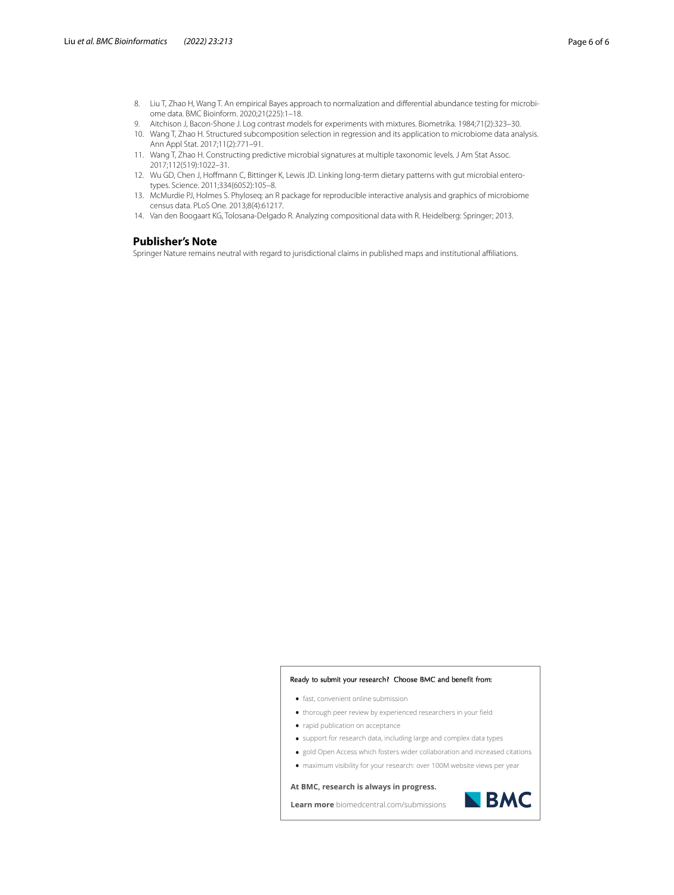8. Liu T, Zhao H, Wang T. An empirical Bayes approach to normalization and differential abundance testing for microbiome data. BMC Bioinform. 2020;21(225):1–18.
9. Aitchison J, Bacon-Shone J. Log contrast models for experiments with mixtures. Biometrika. 1984;71(2):323–30.
10. Wang T, Zhao H. Structured subcomposition selection in regression and its application to microbiome data analysis. Ann Appl Stat. 2017;11(2):771–91.
11. Wang T, Zhao H. Constructing predictive microbial signatures at multiple taxonomic levels. J Am Stat Assoc. 2017;112(519):1022–31.
12. Wu GD, Chen J, Hoffmann C, Bittinger K, Lewis JD. Linking long-term dietary patterns with gut microbial enterotypes. Science. 2011;334(6052):105–8.
13. McMurdie PJ, Holmes S. Phyloseq: an R package for reproducible interactive analysis and graphics of microbiome census data. PLoS One. 2013;8(4):61217.
14. Van den Boogaart KG, Tolosana-Delgado R. Analyzing compositional data with R. Heidelberg: Springer; 2013.

## Publisher's Note

Springer Nature remains neutral with regard to jurisdictional claims in published maps and institutional affiliations.

Ready to submit your research? Choose BMC and benefit from:

- fast, convenient online submission
- thorough peer review by experienced researchers in your field
- rapid publication on acceptance
- support for research data, including large and complex data types
- gold Open Access which fosters wider collaboration and increased citations
- maximum visibility for your research: over 100M website views per year

**At BMC, research is always in progress.**

**Learn more** biomedcentral.com/submissions

BMC